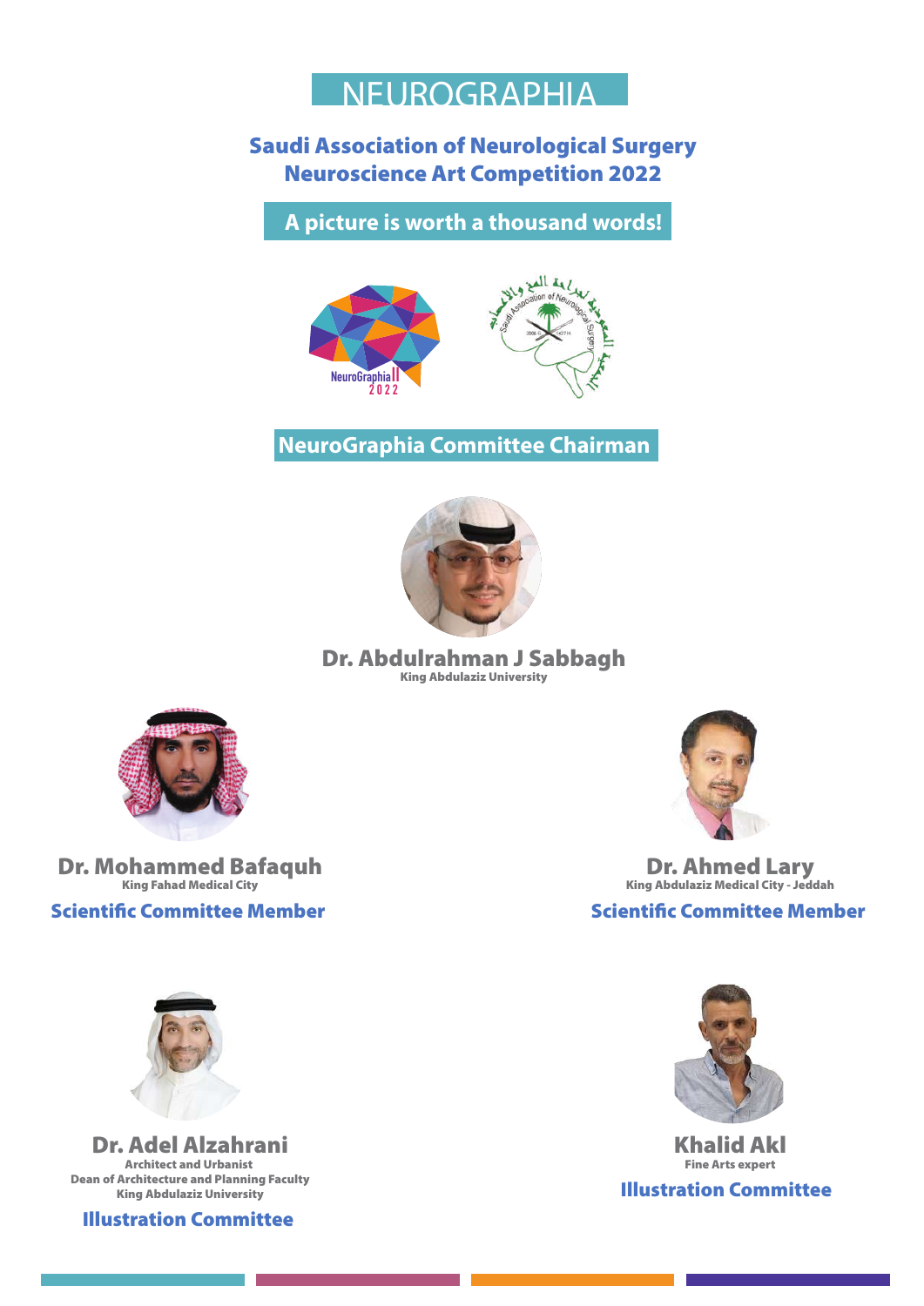# NEUROGRAPHIA

## Saudi Association of Neurological Surgery
## Neuroscience Art Competition 2022

**A picture is worth a thousand words!**

## NeuroGraphia Committee Chairman

**Dr. Abdulrahman J Sabbagh**
King Abdulaziz University

**Dr. Mohammed Bafaquh**
King Fahad Medical City
**Scientific Committee Member**

**Dr. Ahmed Lary**
King Abdulaziz Medical City - Jeddah
**Scientific Committee Member**

**Dr. Adel Alzahrani**
Architect and Urbanist
Dean of Architecture and Planning Faculty
King Abdulaziz University
**Illustration Committee**

**Khalid Akl**
Fine Arts expert
**Illustration Committee**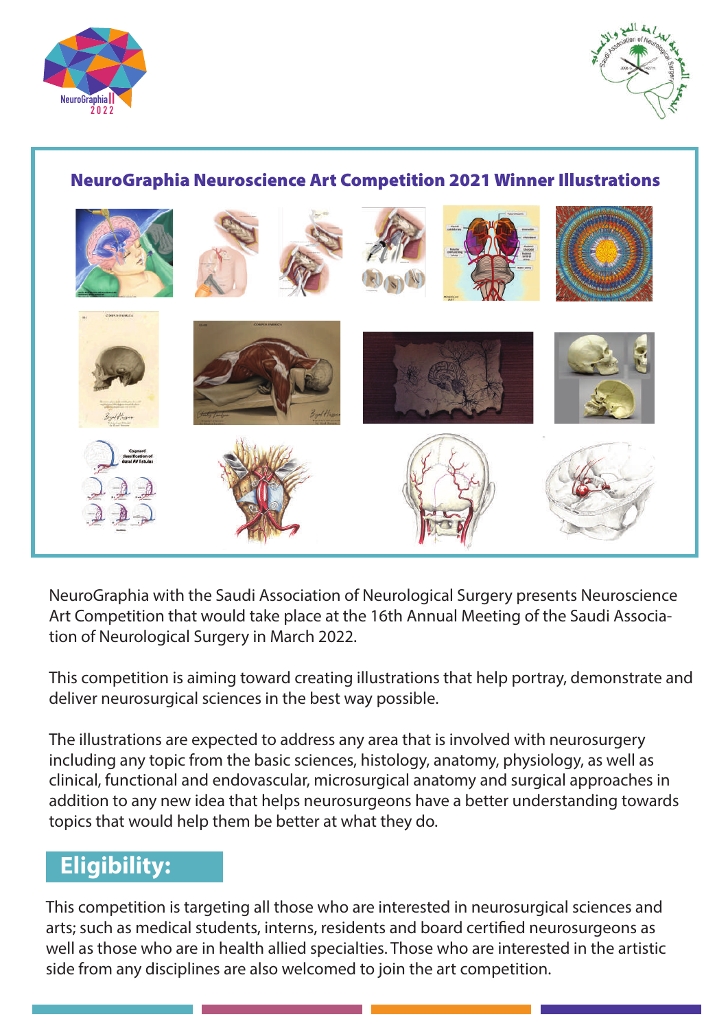## NeuroGraphia Neuroscience Art Competition 2021 Winner Illustrations

NeuroGraphia with the Saudi Association of Neurological Surgery presents Neuroscience Art Competition that would take place at the 16th Annual Meeting of the Saudi Association of Neurological Surgery in March 2022.

This competition is aiming toward creating illustrations that help portray, demonstrate and deliver neurosurgical sciences in the best way possible.

The illustrations are expected to address any area that is involved with neurosurgery including any topic from the basic sciences, histology, anatomy, physiology, as well as clinical, functional and endovascular, microsurgical anatomy and surgical approaches in addition to any new idea that helps neurosurgeons have a better understanding towards topics that would help them be better at what they do.

## Eligibility:

This competition is targeting all those who are interested in neurosurgical sciences and arts; such as medical students, interns, residents and board certified neurosurgeons as well as those who are in health allied specialties. Those who are interested in the artistic side from any disciplines are also welcomed to join the art competition.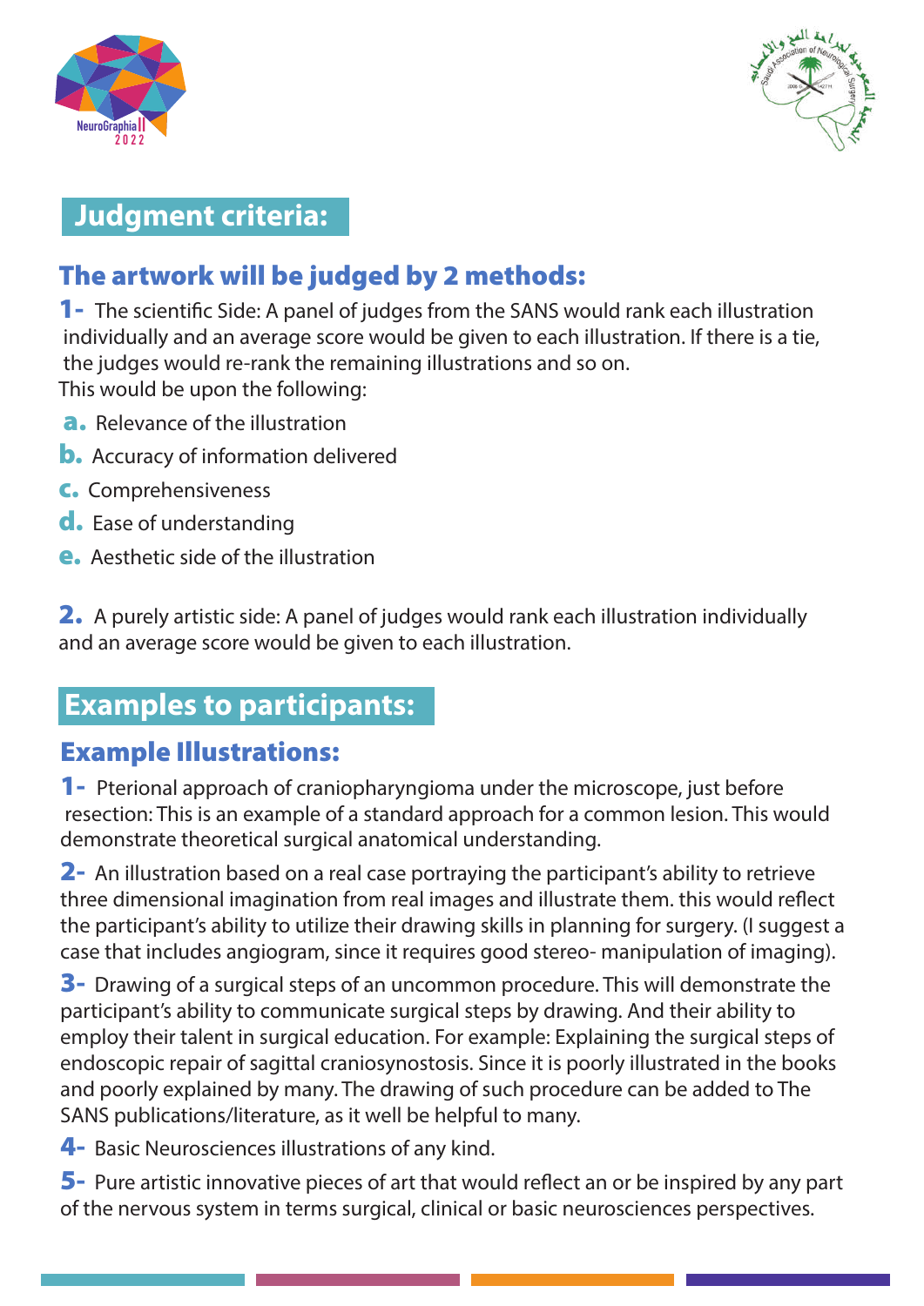## Judgment criteria:

### The artwork will be judged by 2 methods:

**1-** The scientific Side: A panel of judges from the SANS would rank each illustration individually and an average score would be given to each illustration. If there is a tie, the judges would re-rank the remaining illustrations and so on.
This would be upon the following:

- **a.** Relevance of the illustration
- **b.** Accuracy of information delivered
- **c.** Comprehensiveness
- **d.** Ease of understanding
- **e.** Aesthetic side of the illustration

**2.** A purely artistic side: A panel of judges would rank each illustration individually and an average score would be given to each illustration.

## Examples to participants:

### Example Illustrations:

**1-** Pterional approach of craniopharyngioma under the microscope, just before resection: This is an example of a standard approach for a common lesion. This would demonstrate theoretical surgical anatomical understanding.

**2-** An illustration based on a real case portraying the participant's ability to retrieve three dimensional imagination from real images and illustrate them. this would reflect the participant's ability to utilize their drawing skills in planning for surgery. (I suggest a case that includes angiogram, since it requires good stereo- manipulation of imaging).

**3-** Drawing of a surgical steps of an uncommon procedure. This will demonstrate the participant's ability to communicate surgical steps by drawing. And their ability to employ their talent in surgical education. For example: Explaining the surgical steps of endoscopic repair of sagittal craniosynostosis. Since it is poorly illustrated in the books and poorly explained by many. The drawing of such procedure can be added to The SANS publications/literature, as it well be helpful to many.

**4-** Basic Neurosciences illustrations of any kind.

**5-** Pure artistic innovative pieces of art that would reflect an or be inspired by any part of the nervous system in terms surgical, clinical or basic neurosciences perspectives.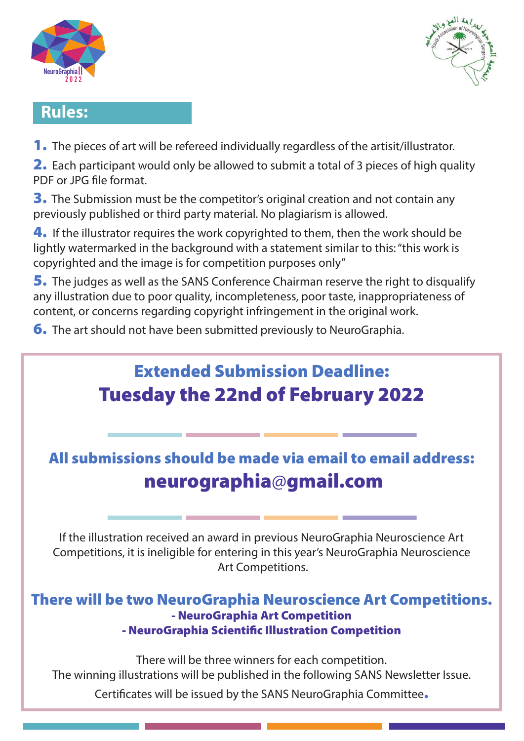## Rules:

1. The pieces of art will be refereed individually regardless of the artisit/illustrator.
2. Each participant would only be allowed to submit a total of 3 pieces of high quality PDF or JPG file format.
3. The Submission must be the competitor's original creation and not contain any previously published or third party material. No plagiarism is allowed.
4. If the illustrator requires the work copyrighted to them, then the work should be lightly watermarked in the background with a statement similar to this: "this work is copyrighted and the image is for competition purposes only"
5. The judges as well as the SANS Conference Chairman reserve the right to disqualify any illustration due to poor quality, incompleteness, poor taste, inappropriateness of content, or concerns regarding copyright infringement in the original work.
6. The art should not have been submitted previously to NeuroGraphia.

### Extended Submission Deadline:

### Tuesday the 22nd of February 2022

**All submissions should be made via email to email address:**

**neurographia@gmail.com**

If the illustration received an award in previous NeuroGraphia Neuroscience Art Competitions, it is ineligible for entering in this year's NeuroGraphia Neuroscience Art Competitions.

**There will be two NeuroGraphia Neuroscience Art Competitions.**

**- NeuroGraphia Art Competition**

**- NeuroGraphia Scientific Illustration Competition**

There will be three winners for each competition.
The winning illustrations will be published in the following SANS Newsletter Issue.

Certificates will be issued by the SANS NeuroGraphia Committee.